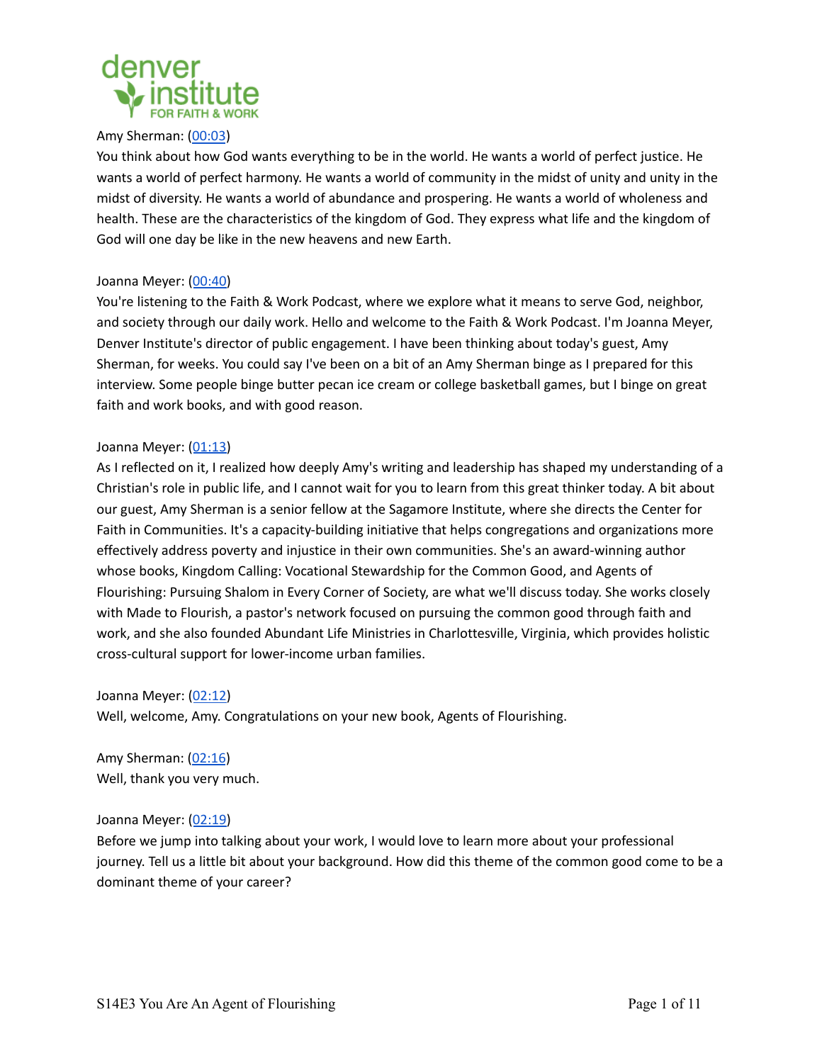Amy Sherman: ([00:03](#))
You think about how God wants everything to be in the world. He wants a world of perfect justice. He wants a world of perfect harmony. He wants a world of community in the midst of unity and unity in the midst of diversity. He wants a world of abundance and prospering. He wants a world of wholeness and health. These are the characteristics of the kingdom of God. They express what life and the kingdom of God will one day be like in the new heavens and new Earth.

Joanna Meyer: ([00:40](#))
You're listening to the Faith & Work Podcast, where we explore what it means to serve God, neighbor, and society through our daily work. Hello and welcome to the Faith & Work Podcast. I'm Joanna Meyer, Denver Institute's director of public engagement. I have been thinking about today's guest, Amy Sherman, for weeks. You could say I've been on a bit of an Amy Sherman binge as I prepared for this interview. Some people binge butter pecan ice cream or college basketball games, but I binge on great faith and work books, and with good reason.

Joanna Meyer: ([01:13](#))
As I reflected on it, I realized how deeply Amy's writing and leadership has shaped my understanding of a Christian's role in public life, and I cannot wait for you to learn from this great thinker today. A bit about our guest, Amy Sherman is a senior fellow at the Sagamore Institute, where she directs the Center for Faith in Communities. It's a capacity-building initiative that helps congregations and organizations more effectively address poverty and injustice in their own communities. She's an award-winning author whose books, Kingdom Calling: Vocational Stewardship for the Common Good, and Agents of Flourishing: Pursuing Shalom in Every Corner of Society, are what we'll discuss today. She works closely with Made to Flourish, a pastor's network focused on pursuing the common good through faith and work, and she also founded Abundant Life Ministries in Charlottesville, Virginia, which provides holistic cross-cultural support for lower-income urban families.

Joanna Meyer: ([02:12](#))
Well, welcome, Amy. Congratulations on your new book, Agents of Flourishing.

Amy Sherman: ([02:16](#))
Well, thank you very much.

Joanna Meyer: ([02:19](#))
Before we jump into talking about your work, I would love to learn more about your professional journey. Tell us a little bit about your background. How did this theme of the common good come to be a dominant theme of your career?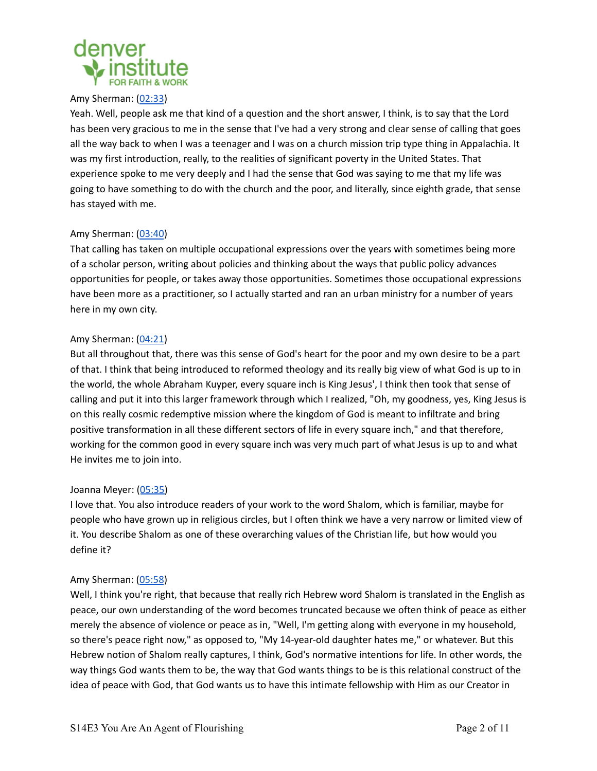Amy Sherman: (02:33)
Yeah. Well, people ask me that kind of a question and the short answer, I think, is to say that the Lord has been very gracious to me in the sense that I've had a very strong and clear sense of calling that goes all the way back to when I was a teenager and I was on a church mission trip type thing in Appalachia. It was my first introduction, really, to the realities of significant poverty in the United States. That experience spoke to me very deeply and I had the sense that God was saying to me that my life was going to have something to do with the church and the poor, and literally, since eighth grade, that sense has stayed with me.

Amy Sherman: (03:40)
That calling has taken on multiple occupational expressions over the years with sometimes being more of a scholar person, writing about policies and thinking about the ways that public policy advances opportunities for people, or takes away those opportunities. Sometimes those occupational expressions have been more as a practitioner, so I actually started and ran an urban ministry for a number of years here in my own city.

Amy Sherman: (04:21)
But all throughout that, there was this sense of God's heart for the poor and my own desire to be a part of that. I think that being introduced to reformed theology and its really big view of what God is up to in the world, the whole Abraham Kuyper, every square inch is King Jesus', I think then took that sense of calling and put it into this larger framework through which I realized, "Oh, my goodness, yes, King Jesus is on this really cosmic redemptive mission where the kingdom of God is meant to infiltrate and bring positive transformation in all these different sectors of life in every square inch," and that therefore, working for the common good in every square inch was very much part of what Jesus is up to and what He invites me to join into.

Joanna Meyer: (05:35)
I love that. You also introduce readers of your work to the word Shalom, which is familiar, maybe for people who have grown up in religious circles, but I often think we have a very narrow or limited view of it. You describe Shalom as one of these overarching values of the Christian life, but how would you define it?

Amy Sherman: (05:58)
Well, I think you're right, that because that really rich Hebrew word Shalom is translated in the English as peace, our own understanding of the word becomes truncated because we often think of peace as either merely the absence of violence or peace as in, "Well, I'm getting along with everyone in my household, so there's peace right now," as opposed to, "My 14-year-old daughter hates me," or whatever. But this Hebrew notion of Shalom really captures, I think, God's normative intentions for life. In other words, the way things God wants them to be, the way that God wants things to be is this relational construct of the idea of peace with God, that God wants us to have this intimate fellowship with Him as our Creator in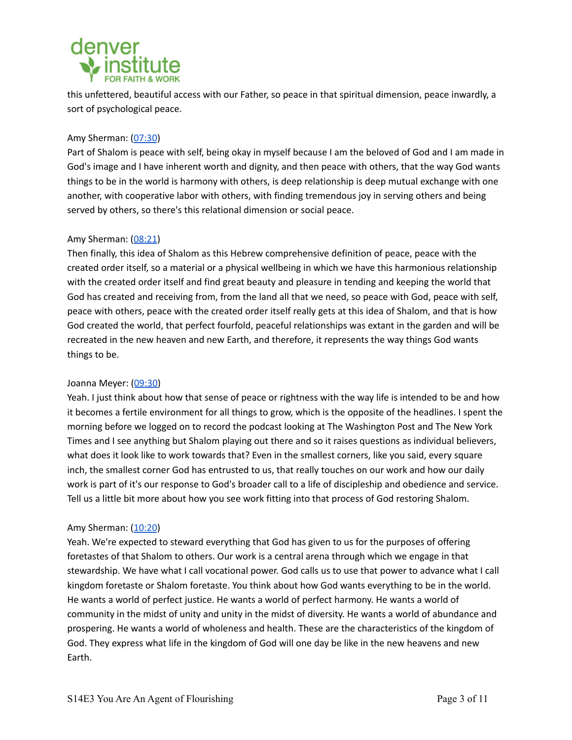this unfettered, beautiful access with our Father, so peace in that spiritual dimension, peace inwardly, a sort of psychological peace.

Amy Sherman: (07:30)
Part of Shalom is peace with self, being okay in myself because I am the beloved of God and I am made in God's image and I have inherent worth and dignity, and then peace with others, that the way God wants things to be in the world is harmony with others, is deep relationship is deep mutual exchange with one another, with cooperative labor with others, with finding tremendous joy in serving others and being served by others, so there's this relational dimension or social peace.

Amy Sherman: (08:21)
Then finally, this idea of Shalom as this Hebrew comprehensive definition of peace, peace with the created order itself, so a material or a physical wellbeing in which we have this harmonious relationship with the created order itself and find great beauty and pleasure in tending and keeping the world that God has created and receiving from, from the land all that we need, so peace with God, peace with self, peace with others, peace with the created order itself really gets at this idea of Shalom, and that is how God created the world, that perfect fourfold, peaceful relationships was extant in the garden and will be recreated in the new heaven and new Earth, and therefore, it represents the way things God wants things to be.

Joanna Meyer: (09:30)
Yeah. I just think about how that sense of peace or rightness with the way life is intended to be and how it becomes a fertile environment for all things to grow, which is the opposite of the headlines. I spent the morning before we logged on to record the podcast looking at The Washington Post and The New York Times and I see anything but Shalom playing out there and so it raises questions as individual believers, what does it look like to work towards that? Even in the smallest corners, like you said, every square inch, the smallest corner God has entrusted to us, that really touches on our work and how our daily work is part of it's our response to God's broader call to a life of discipleship and obedience and service. Tell us a little bit more about how you see work fitting into that process of God restoring Shalom.

Amy Sherman: (10:20)
Yeah. We're expected to steward everything that God has given to us for the purposes of offering foretastes of that Shalom to others. Our work is a central arena through which we engage in that stewardship. We have what I call vocational power. God calls us to use that power to advance what I call kingdom foretaste or Shalom foretaste. You think about how God wants everything to be in the world. He wants a world of perfect justice. He wants a world of perfect harmony. He wants a world of community in the midst of unity and unity in the midst of diversity. He wants a world of abundance and prospering. He wants a world of wholeness and health. These are the characteristics of the kingdom of God. They express what life in the kingdom of God will one day be like in the new heavens and new Earth.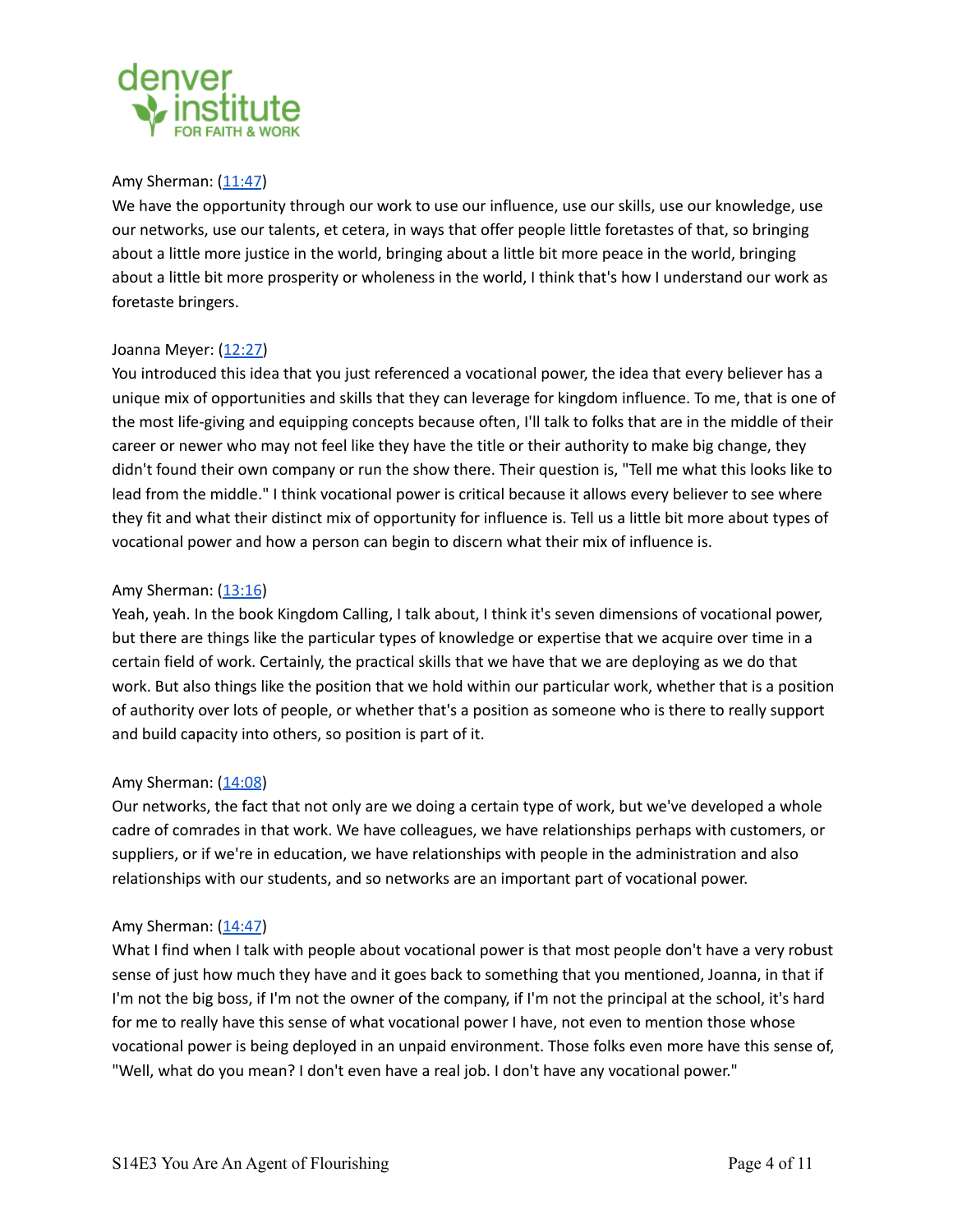Amy Sherman: (11:47)
We have the opportunity through our work to use our influence, use our skills, use our knowledge, use our networks, use our talents, et cetera, in ways that offer people little foretastes of that, so bringing about a little more justice in the world, bringing about a little bit more peace in the world, bringing about a little bit more prosperity or wholeness in the world, I think that's how I understand our work as foretaste bringers.

Joanna Meyer: (12:27)
You introduced this idea that you just referenced a vocational power, the idea that every believer has a unique mix of opportunities and skills that they can leverage for kingdom influence. To me, that is one of the most life-giving and equipping concepts because often, I'll talk to folks that are in the middle of their career or newer who may not feel like they have the title or their authority to make big change, they didn't found their own company or run the show there. Their question is, "Tell me what this looks like to lead from the middle." I think vocational power is critical because it allows every believer to see where they fit and what their distinct mix of opportunity for influence is. Tell us a little bit more about types of vocational power and how a person can begin to discern what their mix of influence is.

Amy Sherman: (13:16)
Yeah, yeah. In the book Kingdom Calling, I talk about, I think it's seven dimensions of vocational power, but there are things like the particular types of knowledge or expertise that we acquire over time in a certain field of work. Certainly, the practical skills that we have that we are deploying as we do that work. But also things like the position that we hold within our particular work, whether that is a position of authority over lots of people, or whether that's a position as someone who is there to really support and build capacity into others, so position is part of it.

Amy Sherman: (14:08)
Our networks, the fact that not only are we doing a certain type of work, but we've developed a whole cadre of comrades in that work. We have colleagues, we have relationships perhaps with customers, or suppliers, or if we're in education, we have relationships with people in the administration and also relationships with our students, and so networks are an important part of vocational power.

Amy Sherman: (14:47)
What I find when I talk with people about vocational power is that most people don't have a very robust sense of just how much they have and it goes back to something that you mentioned, Joanna, in that if I'm not the big boss, if I'm not the owner of the company, if I'm not the principal at the school, it's hard for me to really have this sense of what vocational power I have, not even to mention those whose vocational power is being deployed in an unpaid environment. Those folks even more have this sense of, "Well, what do you mean? I don't even have a real job. I don't have any vocational power."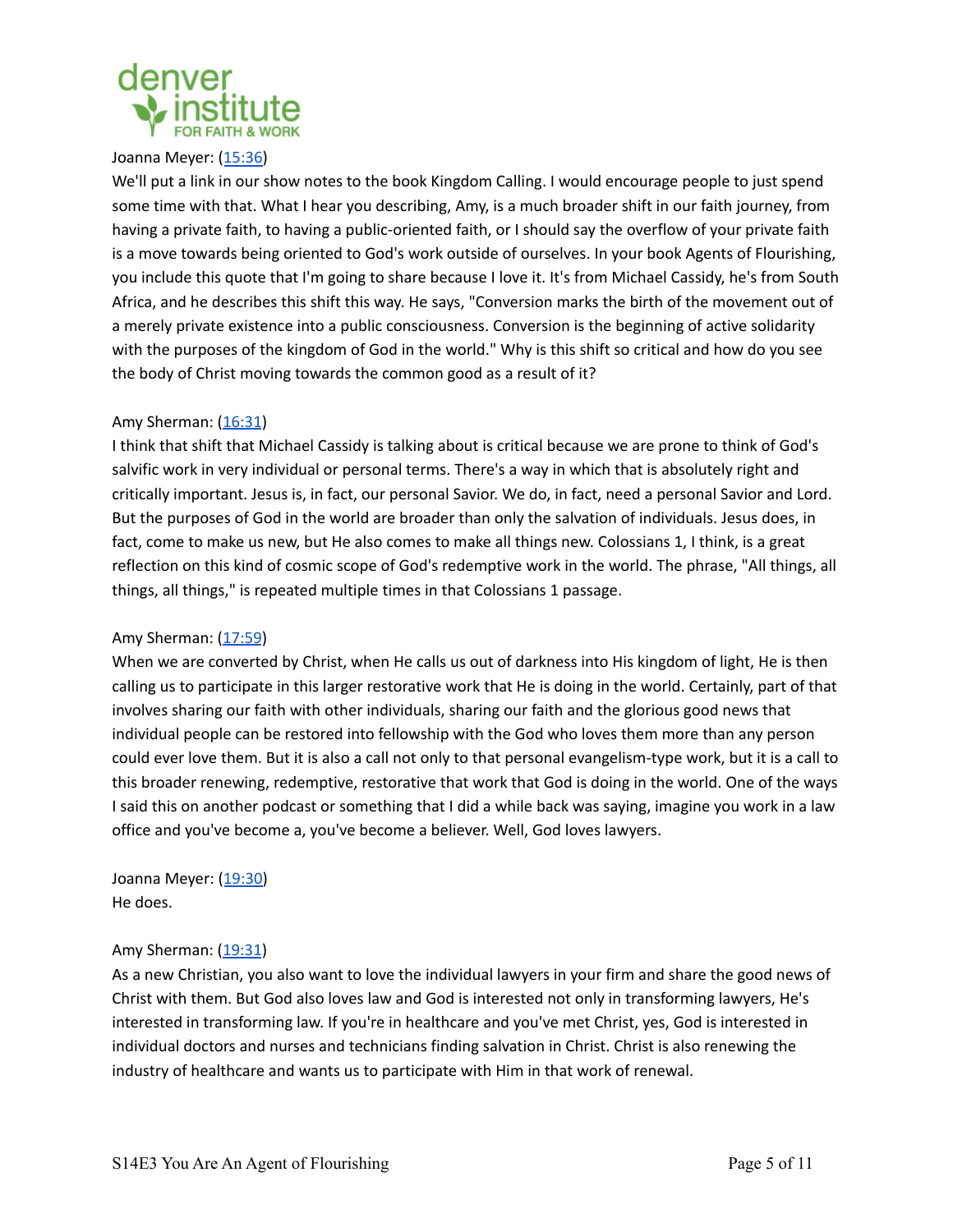Joanna Meyer: ([15:36](#))
We'll put a link in our show notes to the book Kingdom Calling. I would encourage people to just spend some time with that. What I hear you describing, Amy, is a much broader shift in our faith journey, from having a private faith, to having a public-oriented faith, or I should say the overflow of your private faith is a move towards being oriented to God's work outside of ourselves. In your book Agents of Flourishing, you include this quote that I'm going to share because I love it. It's from Michael Cassidy, he's from South Africa, and he describes this shift this way. He says, "Conversion marks the birth of the movement out of a merely private existence into a public consciousness. Conversion is the beginning of active solidarity with the purposes of the kingdom of God in the world." Why is this shift so critical and how do you see the body of Christ moving towards the common good as a result of it?

Amy Sherman: ([16:31](#))
I think that shift that Michael Cassidy is talking about is critical because we are prone to think of God's salvific work in very individual or personal terms. There's a way in which that is absolutely right and critically important. Jesus is, in fact, our personal Savior. We do, in fact, need a personal Savior and Lord. But the purposes of God in the world are broader than only the salvation of individuals. Jesus does, in fact, come to make us new, but He also comes to make all things new. Colossians 1, I think, is a great reflection on this kind of cosmic scope of God's redemptive work in the world. The phrase, "All things, all things, all things," is repeated multiple times in that Colossians 1 passage.

Amy Sherman: ([17:59](#))
When we are converted by Christ, when He calls us out of darkness into His kingdom of light, He is then calling us to participate in this larger restorative work that He is doing in the world. Certainly, part of that involves sharing our faith with other individuals, sharing our faith and the glorious good news that individual people can be restored into fellowship with the God who loves them more than any person could ever love them. But it is also a call not only to that personal evangelism-type work, but it is a call to this broader renewing, redemptive, restorative that work that God is doing in the world. One of the ways I said this on another podcast or something that I did a while back was saying, imagine you work in a law office and you've become a, you've become a believer. Well, God loves lawyers.

Joanna Meyer: ([19:30](#))
He does.

Amy Sherman: ([19:31](#))
As a new Christian, you also want to love the individual lawyers in your firm and share the good news of Christ with them. But God also loves law and God is interested not only in transforming lawyers, He's interested in transforming law. If you're in healthcare and you've met Christ, yes, God is interested in individual doctors and nurses and technicians finding salvation in Christ. Christ is also renewing the industry of healthcare and wants us to participate with Him in that work of renewal.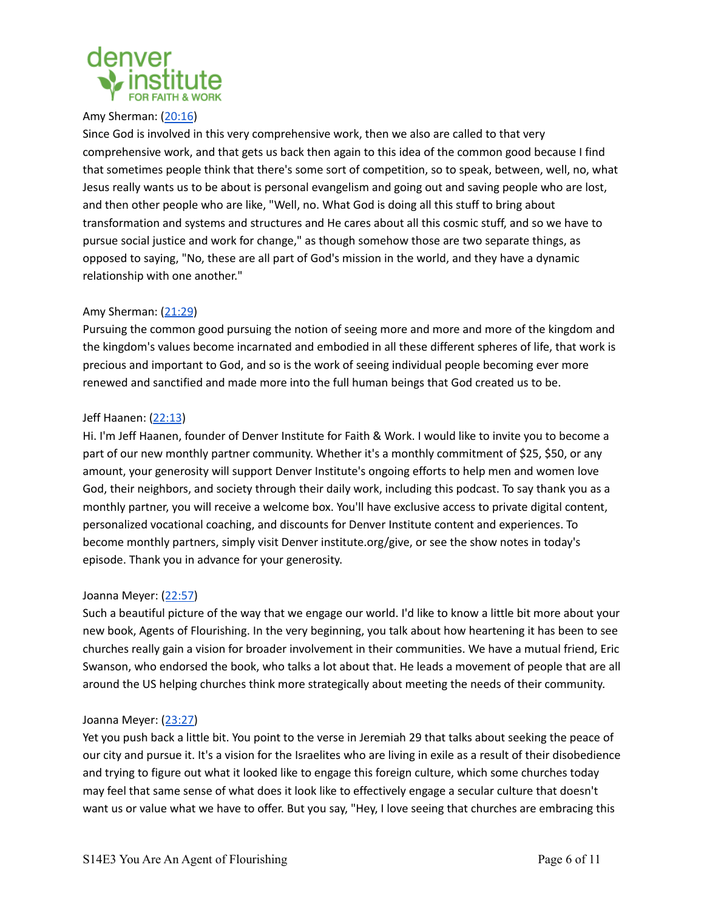Amy Sherman: ([20:16](#))
Since God is involved in this very comprehensive work, then we also are called to that very comprehensive work, and that gets us back then again to this idea of the common good because I find that sometimes people think that there's some sort of competition, so to speak, between, well, no, what Jesus really wants us to be about is personal evangelism and going out and saving people who are lost, and then other people who are like, "Well, no. What God is doing all this stuff to bring about transformation and systems and structures and He cares about all this cosmic stuff, and so we have to pursue social justice and work for change," as though somehow those are two separate things, as opposed to saying, "No, these are all part of God's mission in the world, and they have a dynamic relationship with one another."

Amy Sherman: ([21:29](#))
Pursuing the common good pursuing the notion of seeing more and more and more of the kingdom and the kingdom's values become incarnated and embodied in all these different spheres of life, that work is precious and important to God, and so is the work of seeing individual people becoming ever more renewed and sanctified and made more into the full human beings that God created us to be.

Jeff Haanen: ([22:13](#))
Hi. I'm Jeff Haanen, founder of Denver Institute for Faith & Work. I would like to invite you to become a part of our new monthly partner community. Whether it's a monthly commitment of $25, $50, or any amount, your generosity will support Denver Institute's ongoing efforts to help men and women love God, their neighbors, and society through their daily work, including this podcast. To say thank you as a monthly partner, you will receive a welcome box. You'll have exclusive access to private digital content, personalized vocational coaching, and discounts for Denver Institute content and experiences. To become monthly partners, simply visit Denver institute.org/give, or see the show notes in today's episode. Thank you in advance for your generosity.

Joanna Meyer: ([22:57](#))
Such a beautiful picture of the way that we engage our world. I'd like to know a little bit more about your new book, Agents of Flourishing. In the very beginning, you talk about how heartening it has been to see churches really gain a vision for broader involvement in their communities. We have a mutual friend, Eric Swanson, who endorsed the book, who talks a lot about that. He leads a movement of people that are all around the US helping churches think more strategically about meeting the needs of their community.

Joanna Meyer: ([23:27](#))
Yet you push back a little bit. You point to the verse in Jeremiah 29 that talks about seeking the peace of our city and pursue it. It's a vision for the Israelites who are living in exile as a result of their disobedience and trying to figure out what it looked like to engage this foreign culture, which some churches today may feel that same sense of what does it look like to effectively engage a secular culture that doesn't want us or value what we have to offer. But you say, "Hey, I love seeing that churches are embracing this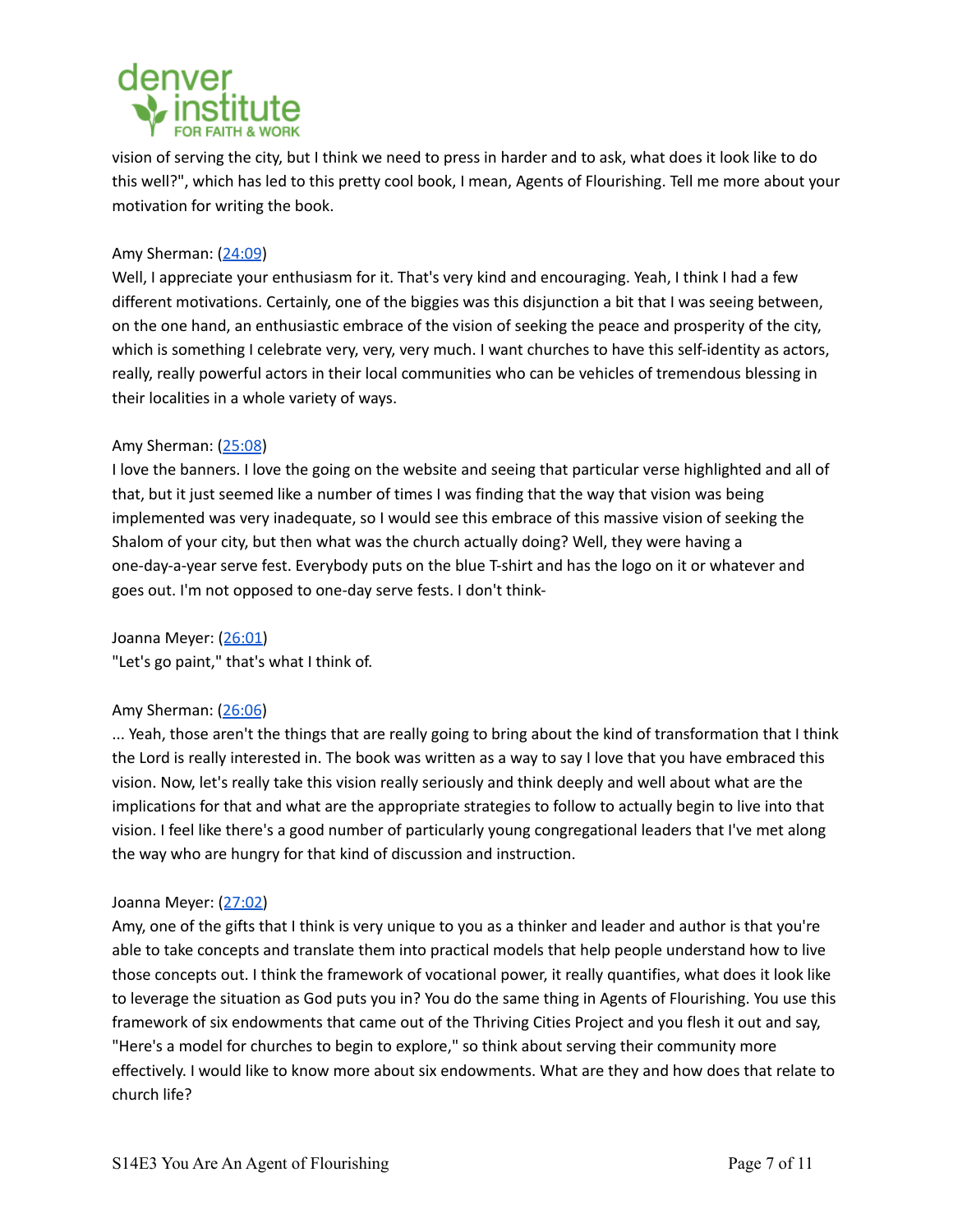vision of serving the city, but I think we need to press in harder and to ask, what does it look like to do this well?", which has led to this pretty cool book, I mean, Agents of Flourishing. Tell me more about your motivation for writing the book.

Amy Sherman: ([24:09](#))
Well, I appreciate your enthusiasm for it. That's very kind and encouraging. Yeah, I think I had a few different motivations. Certainly, one of the biggies was this disjunction a bit that I was seeing between, on the one hand, an enthusiastic embrace of the vision of seeking the peace and prosperity of the city, which is something I celebrate very, very, very much. I want churches to have this self-identity as actors, really, really powerful actors in their local communities who can be vehicles of tremendous blessing in their localities in a whole variety of ways.

Amy Sherman: ([25:08](#))
I love the banners. I love the going on the website and seeing that particular verse highlighted and all of that, but it just seemed like a number of times I was finding that the way that vision was being implemented was very inadequate, so I would see this embrace of this massive vision of seeking the Shalom of your city, but then what was the church actually doing? Well, they were having a one-day-a-year serve fest. Everybody puts on the blue T-shirt and has the logo on it or whatever and goes out. I'm not opposed to one-day serve fests. I don't think-

Joanna Meyer: ([26:01](#))
"Let's go paint," that's what I think of.

Amy Sherman: ([26:06](#))
... Yeah, those aren't the things that are really going to bring about the kind of transformation that I think the Lord is really interested in. The book was written as a way to say I love that you have embraced this vision. Now, let's really take this vision really seriously and think deeply and well about what are the implications for that and what are the appropriate strategies to follow to actually begin to live into that vision. I feel like there's a good number of particularly young congregational leaders that I've met along the way who are hungry for that kind of discussion and instruction.

Joanna Meyer: ([27:02](#))
Amy, one of the gifts that I think is very unique to you as a thinker and leader and author is that you're able to take concepts and translate them into practical models that help people understand how to live those concepts out. I think the framework of vocational power, it really quantifies, what does it look like to leverage the situation as God puts you in? You do the same thing in Agents of Flourishing. You use this framework of six endowments that came out of the Thriving Cities Project and you flesh it out and say, "Here's a model for churches to begin to explore," so think about serving their community more effectively. I would like to know more about six endowments. What are they and how does that relate to church life?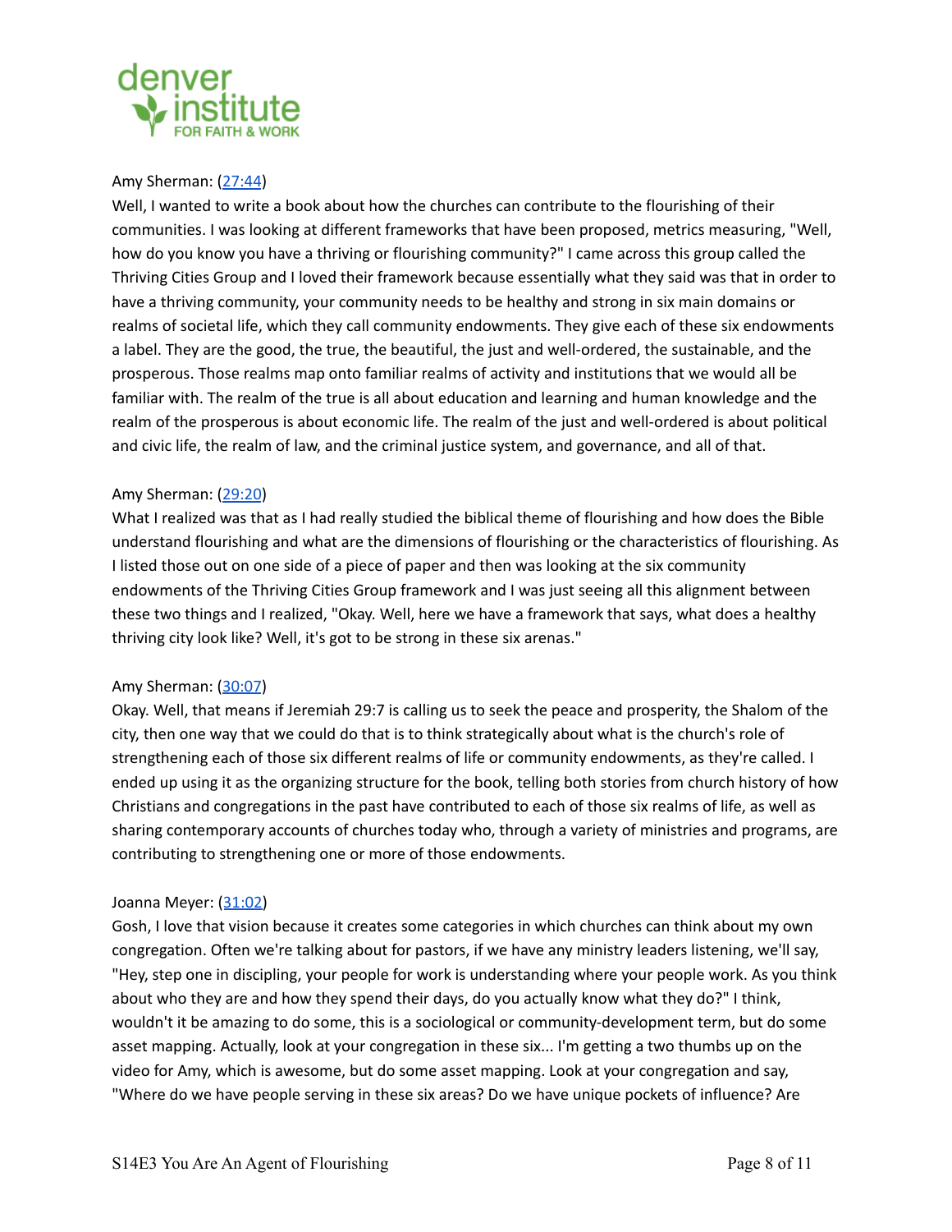Amy Sherman: ([27:44](#))
Well, I wanted to write a book about how the churches can contribute to the flourishing of their communities. I was looking at different frameworks that have been proposed, metrics measuring, "Well, how do you know you have a thriving or flourishing community?" I came across this group called the Thriving Cities Group and I loved their framework because essentially what they said was that in order to have a thriving community, your community needs to be healthy and strong in six main domains or realms of societal life, which they call community endowments. They give each of these six endowments a label. They are the good, the true, the beautiful, the just and well-ordered, the sustainable, and the prosperous. Those realms map onto familiar realms of activity and institutions that we would all be familiar with. The realm of the true is all about education and learning and human knowledge and the realm of the prosperous is about economic life. The realm of the just and well-ordered is about political and civic life, the realm of law, and the criminal justice system, and governance, and all of that.

Amy Sherman: ([29:20](#))
What I realized was that as I had really studied the biblical theme of flourishing and how does the Bible understand flourishing and what are the dimensions of flourishing or the characteristics of flourishing. As I listed those out on one side of a piece of paper and then was looking at the six community endowments of the Thriving Cities Group framework and I was just seeing all this alignment between these two things and I realized, "Okay. Well, here we have a framework that says, what does a healthy thriving city look like? Well, it's got to be strong in these six arenas."

Amy Sherman: ([30:07](#))
Okay. Well, that means if Jeremiah 29:7 is calling us to seek the peace and prosperity, the Shalom of the city, then one way that we could do that is to think strategically about what is the church's role of strengthening each of those six different realms of life or community endowments, as they're called. I ended up using it as the organizing structure for the book, telling both stories from church history of how Christians and congregations in the past have contributed to each of those six realms of life, as well as sharing contemporary accounts of churches today who, through a variety of ministries and programs, are contributing to strengthening one or more of those endowments.

Joanna Meyer: ([31:02](#))
Gosh, I love that vision because it creates some categories in which churches can think about my own congregation. Often we're talking about for pastors, if we have any ministry leaders listening, we'll say, "Hey, step one in discipling, your people for work is understanding where your people work. As you think about who they are and how they spend their days, do you actually know what they do?" I think, wouldn't it be amazing to do some, this is a sociological or community-development term, but do some asset mapping. Actually, look at your congregation in these six... I'm getting a two thumbs up on the video for Amy, which is awesome, but do some asset mapping. Look at your congregation and say, "Where do we have people serving in these six areas? Do we have unique pockets of influence? Are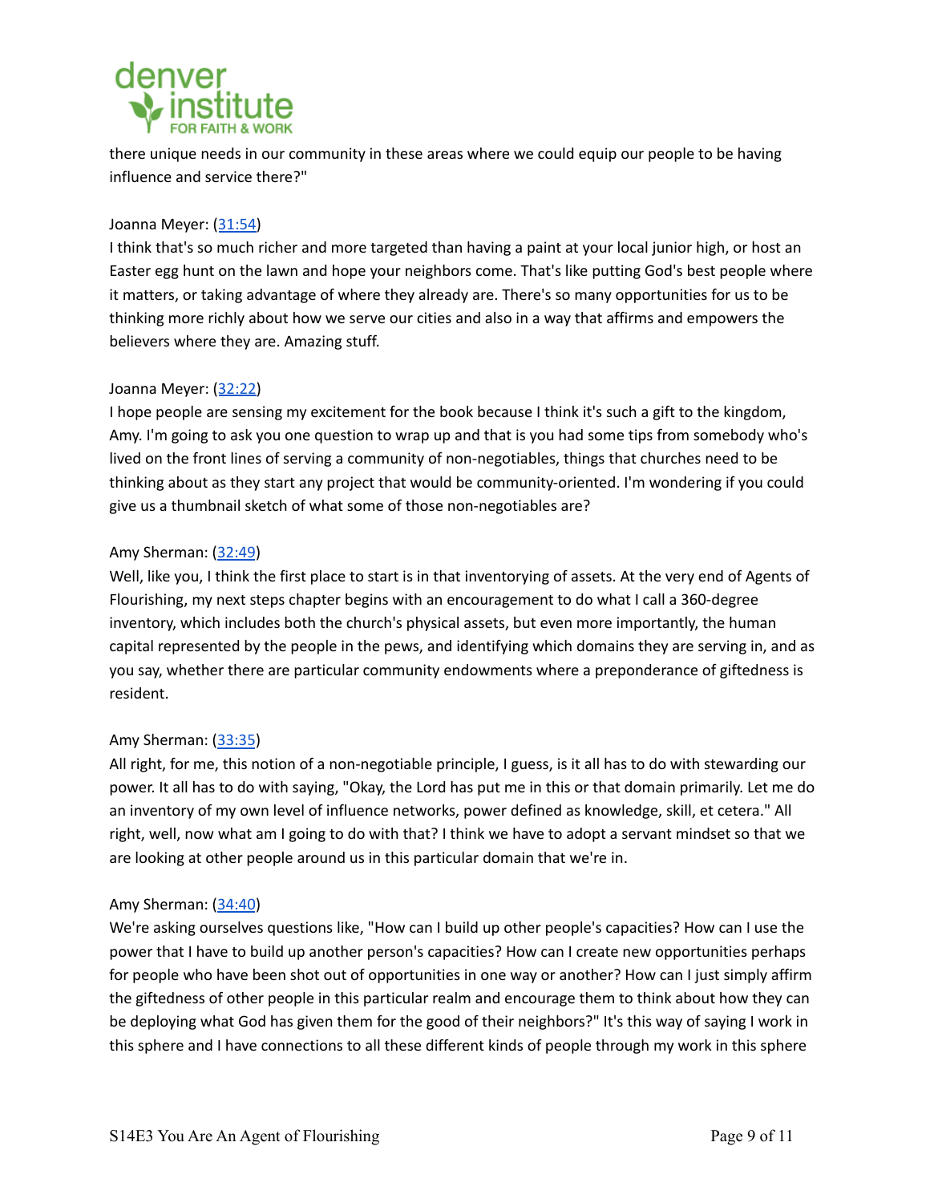there unique needs in our community in these areas where we could equip our people to be having influence and service there?"

Joanna Meyer: ([31:54](#))
I think that's so much richer and more targeted than having a paint at your local junior high, or host an Easter egg hunt on the lawn and hope your neighbors come. That's like putting God's best people where it matters, or taking advantage of where they already are. There's so many opportunities for us to be thinking more richly about how we serve our cities and also in a way that affirms and empowers the believers where they are. Amazing stuff.

Joanna Meyer: ([32:22](#))
I hope people are sensing my excitement for the book because I think it's such a gift to the kingdom, Amy. I'm going to ask you one question to wrap up and that is you had some tips from somebody who's lived on the front lines of serving a community of non-negotiables, things that churches need to be thinking about as they start any project that would be community-oriented. I'm wondering if you could give us a thumbnail sketch of what some of those non-negotiables are?

Amy Sherman: ([32:49](#))
Well, like you, I think the first place to start is in that inventorying of assets. At the very end of Agents of Flourishing, my next steps chapter begins with an encouragement to do what I call a 360-degree inventory, which includes both the church's physical assets, but even more importantly, the human capital represented by the people in the pews, and identifying which domains they are serving in, and as you say, whether there are particular community endowments where a preponderance of giftedness is resident.

Amy Sherman: ([33:35](#))
All right, for me, this notion of a non-negotiable principle, I guess, is it all has to do with stewarding our power. It all has to do with saying, "Okay, the Lord has put me in this or that domain primarily. Let me do an inventory of my own level of influence networks, power defined as knowledge, skill, et cetera." All right, well, now what am I going to do with that? I think we have to adopt a servant mindset so that we are looking at other people around us in this particular domain that we're in.

Amy Sherman: ([34:40](#))
We're asking ourselves questions like, "How can I build up other people's capacities? How can I use the power that I have to build up another person's capacities? How can I create new opportunities perhaps for people who have been shot out of opportunities in one way or another? How can I just simply affirm the giftedness of other people in this particular realm and encourage them to think about how they can be deploying what God has given them for the good of their neighbors?" It's this way of saying I work in this sphere and I have connections to all these different kinds of people through my work in this sphere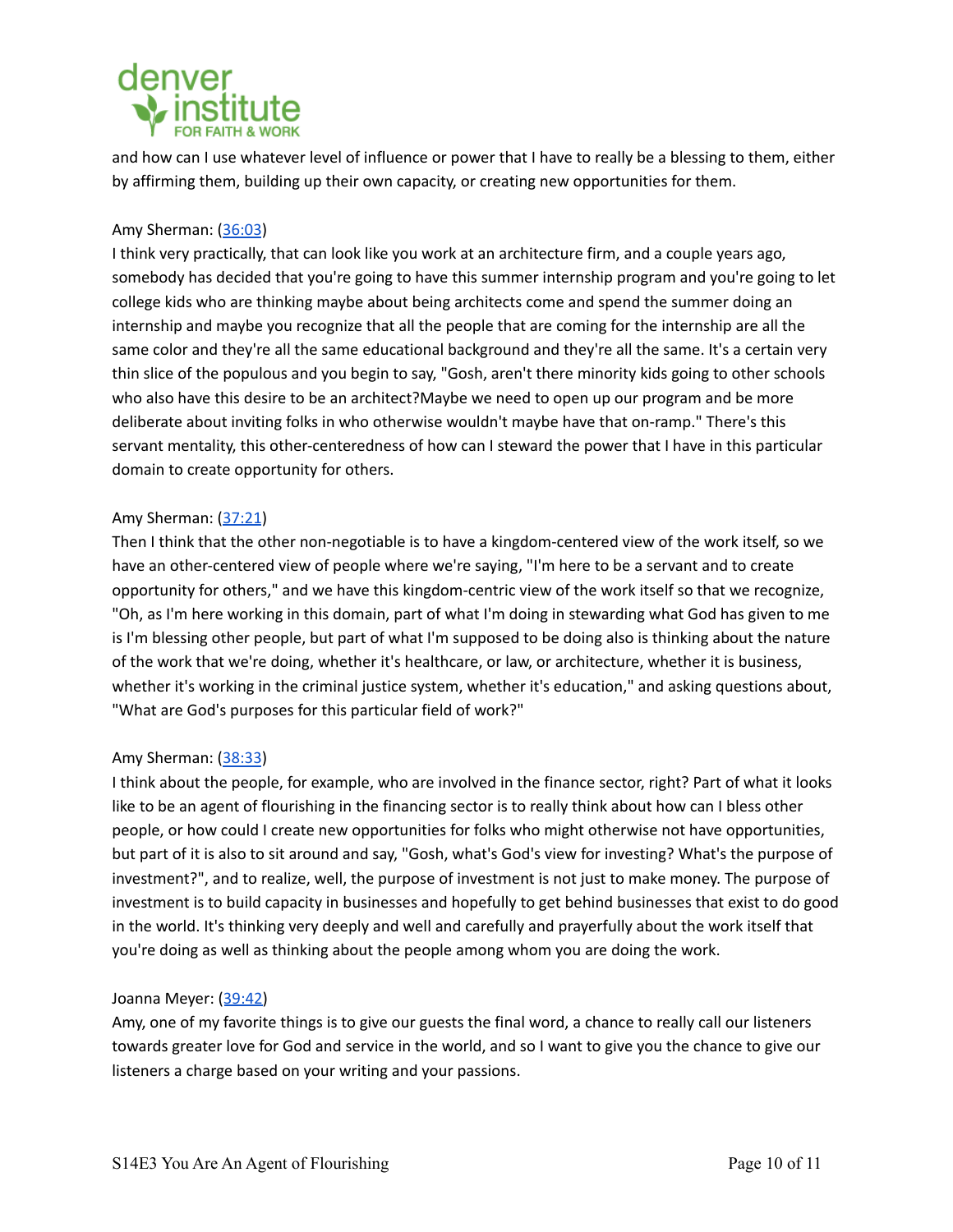and how can I use whatever level of influence or power that I have to really be a blessing to them, either by affirming them, building up their own capacity, or creating new opportunities for them.

Amy Sherman: ([36:03](#))
I think very practically, that can look like you work at an architecture firm, and a couple years ago, somebody has decided that you're going to have this summer internship program and you're going to let college kids who are thinking maybe about being architects come and spend the summer doing an internship and maybe you recognize that all the people that are coming for the internship are all the same color and they're all the same educational background and they're all the same. It's a certain very thin slice of the populous and you begin to say, "Gosh, aren't there minority kids going to other schools who also have this desire to be an architect?Maybe we need to open up our program and be more deliberate about inviting folks in who otherwise wouldn't maybe have that on-ramp." There's this servant mentality, this other-centeredness of how can I steward the power that I have in this particular domain to create opportunity for others.

Amy Sherman: ([37:21](#))
Then I think that the other non-negotiable is to have a kingdom-centered view of the work itself, so we have an other-centered view of people where we're saying, "I'm here to be a servant and to create opportunity for others," and we have this kingdom-centric view of the work itself so that we recognize, "Oh, as I'm here working in this domain, part of what I'm doing in stewarding what God has given to me is I'm blessing other people, but part of what I'm supposed to be doing also is thinking about the nature of the work that we're doing, whether it's healthcare, or law, or architecture, whether it is business, whether it's working in the criminal justice system, whether it's education," and asking questions about, "What are God's purposes for this particular field of work?"

Amy Sherman: ([38:33](#))
I think about the people, for example, who are involved in the finance sector, right? Part of what it looks like to be an agent of flourishing in the financing sector is to really think about how can I bless other people, or how could I create new opportunities for folks who might otherwise not have opportunities, but part of it is also to sit around and say, "Gosh, what's God's view for investing? What's the purpose of investment?", and to realize, well, the purpose of investment is not just to make money. The purpose of investment is to build capacity in businesses and hopefully to get behind businesses that exist to do good in the world. It's thinking very deeply and well and carefully and prayerfully about the work itself that you're doing as well as thinking about the people among whom you are doing the work.

Joanna Meyer: ([39:42](#))
Amy, one of my favorite things is to give our guests the final word, a chance to really call our listeners towards greater love for God and service in the world, and so I want to give you the chance to give our listeners a charge based on your writing and your passions.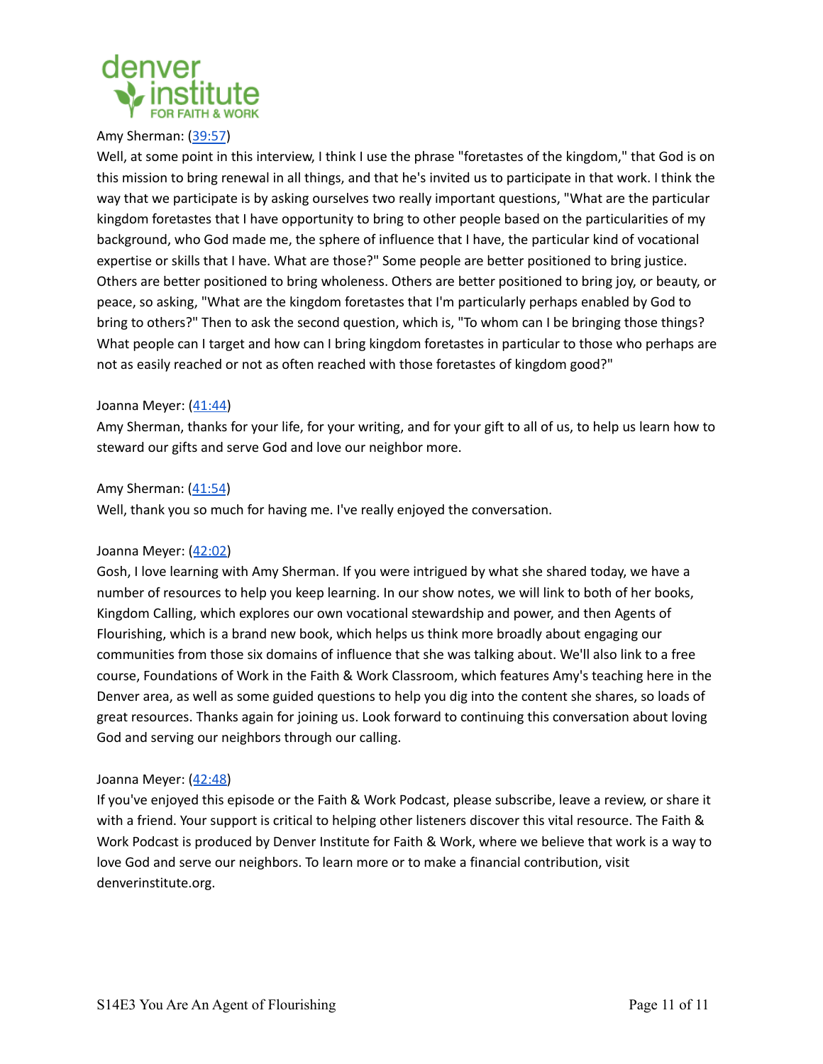Amy Sherman: (39:57)
Well, at some point in this interview, I think I use the phrase "foretastes of the kingdom," that God is on this mission to bring renewal in all things, and that he's invited us to participate in that work. I think the way that we participate is by asking ourselves two really important questions, "What are the particular kingdom foretastes that I have opportunity to bring to other people based on the particularities of my background, who God made me, the sphere of influence that I have, the particular kind of vocational expertise or skills that I have. What are those?" Some people are better positioned to bring justice. Others are better positioned to bring wholeness. Others are better positioned to bring joy, or beauty, or peace, so asking, "What are the kingdom foretastes that I'm particularly perhaps enabled by God to bring to others?" Then to ask the second question, which is, "To whom can I be bringing those things? What people can I target and how can I bring kingdom foretastes in particular to those who perhaps are not as easily reached or not as often reached with those foretastes of kingdom good?"

Joanna Meyer: (41:44)
Amy Sherman, thanks for your life, for your writing, and for your gift to all of us, to help us learn how to steward our gifts and serve God and love our neighbor more.

Amy Sherman: (41:54)
Well, thank you so much for having me. I've really enjoyed the conversation.

Joanna Meyer: (42:02)
Gosh, I love learning with Amy Sherman. If you were intrigued by what she shared today, we have a number of resources to help you keep learning. In our show notes, we will link to both of her books, Kingdom Calling, which explores our own vocational stewardship and power, and then Agents of Flourishing, which is a brand new book, which helps us think more broadly about engaging our communities from those six domains of influence that she was talking about. We'll also link to a free course, Foundations of Work in the Faith & Work Classroom, which features Amy's teaching here in the Denver area, as well as some guided questions to help you dig into the content she shares, so loads of great resources. Thanks again for joining us. Look forward to continuing this conversation about loving God and serving our neighbors through our calling.

Joanna Meyer: (42:48)
If you've enjoyed this episode or the Faith & Work Podcast, please subscribe, leave a review, or share it with a friend. Your support is critical to helping other listeners discover this vital resource. The Faith & Work Podcast is produced by Denver Institute for Faith & Work, where we believe that work is a way to love God and serve our neighbors. To learn more or to make a financial contribution, visit denverinstitute.org.